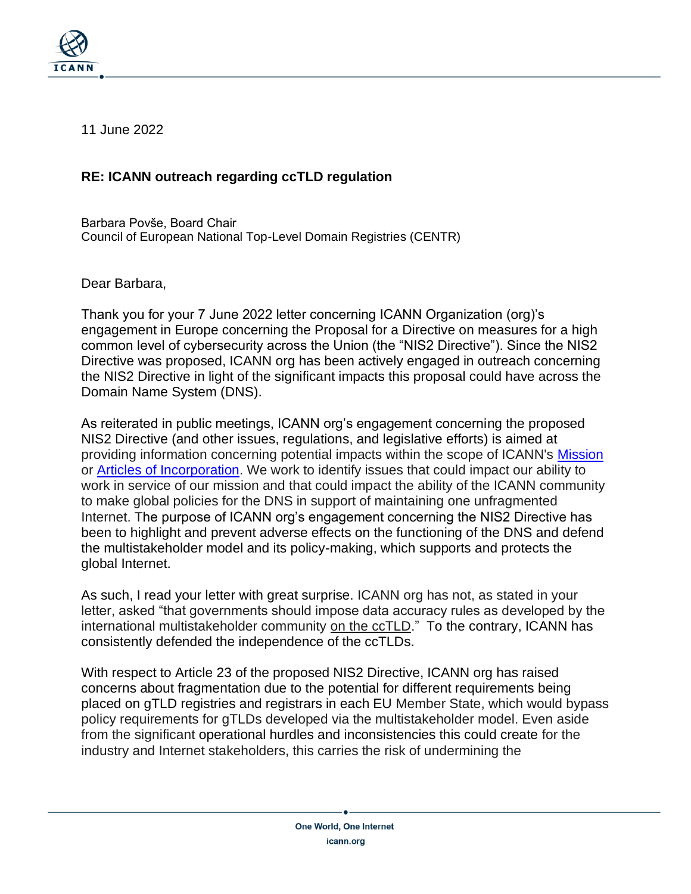11 June 2022

**RE: ICANN outreach regarding ccTLD regulation**

Barbara Povše, Board Chair
Council of European National Top-Level Domain Registries (CENTR)

Dear Barbara,

Thank you for your 7 June 2022 letter concerning ICANN Organization (org)'s engagement in Europe concerning the Proposal for a Directive on measures for a high common level of cybersecurity across the Union (the "NIS2 Directive"). Since the NIS2 Directive was proposed, ICANN org has been actively engaged in outreach concerning the NIS2 Directive in light of the significant impacts this proposal could have across the Domain Name System (DNS).

As reiterated in public meetings, ICANN org's engagement concerning the proposed NIS2 Directive (and other issues, regulations, and legislative efforts) is aimed at providing information concerning potential impacts within the scope of ICANN's Mission or Articles of Incorporation. We work to identify issues that could impact our ability to work in service of our mission and that could impact the ability of the ICANN community to make global policies for the DNS in support of maintaining one unfragmented Internet. The purpose of ICANN org's engagement concerning the NIS2 Directive has been to highlight and prevent adverse effects on the functioning of the DNS and defend the multistakeholder model and its policy-making, which supports and protects the global Internet.

As such, I read your letter with great surprise. ICANN org has not, as stated in your letter, asked "that governments should impose data accuracy rules as developed by the international multistakeholder community on the ccTLD." To the contrary, ICANN has consistently defended the independence of the ccTLDs.

With respect to Article 23 of the proposed NIS2 Directive, ICANN org has raised concerns about fragmentation due to the potential for different requirements being placed on gTLD registries and registrars in each EU Member State, which would bypass policy requirements for gTLDs developed via the multistakeholder model. Even aside from the significant operational hurdles and inconsistencies this could create for the industry and Internet stakeholders, this carries the risk of undermining the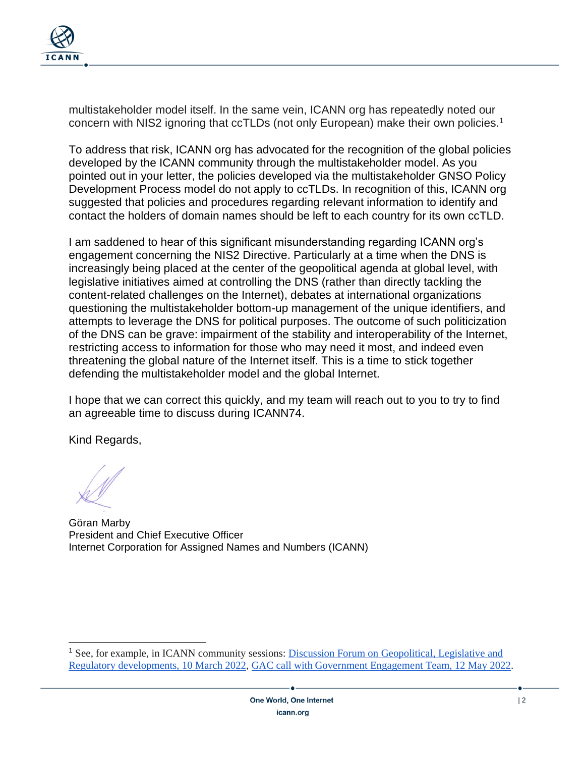multistakeholder model itself. In the same vein, ICANN org has repeatedly noted our concern with NIS2 ignoring that ccTLDs (not only European) make their own policies.[1]

To address that risk, ICANN org has advocated for the recognition of the global policies developed by the ICANN community through the multistakeholder model. As you pointed out in your letter, the policies developed via the multistakeholder GNSO Policy Development Process model do not apply to ccTLDs. In recognition of this, ICANN org suggested that policies and procedures regarding relevant information to identify and contact the holders of domain names should be left to each country for its own ccTLD.

I am saddened to hear of this significant misunderstanding regarding ICANN org's engagement concerning the NIS2 Directive. Particularly at a time when the DNS is increasingly being placed at the center of the geopolitical agenda at global level, with legislative initiatives aimed at controlling the DNS (rather than directly tackling the content-related challenges on the Internet), debates at international organizations questioning the multistakeholder bottom-up management of the unique identifiers, and attempts to leverage the DNS for political purposes. The outcome of such politicization of the DNS can be grave: impairment of the stability and interoperability of the Internet, restricting access to information for those who may need it most, and indeed even threatening the global nature of the Internet itself. This is a time to stick together defending the multistakeholder model and the global Internet.

I hope that we can correct this quickly, and my team will reach out to you to try to find an agreeable time to discuss during ICANN74.

Kind Regards,

Göran Marby
President and Chief Executive Officer
Internet Corporation for Assigned Names and Numbers (ICANN)

---

[1] See, for example, in ICANN community sessions: Discussion Forum on Geopolitical, Legislative and Regulatory developments, 10 March 2022, GAC call with Government Engagement Team, 12 May 2022.